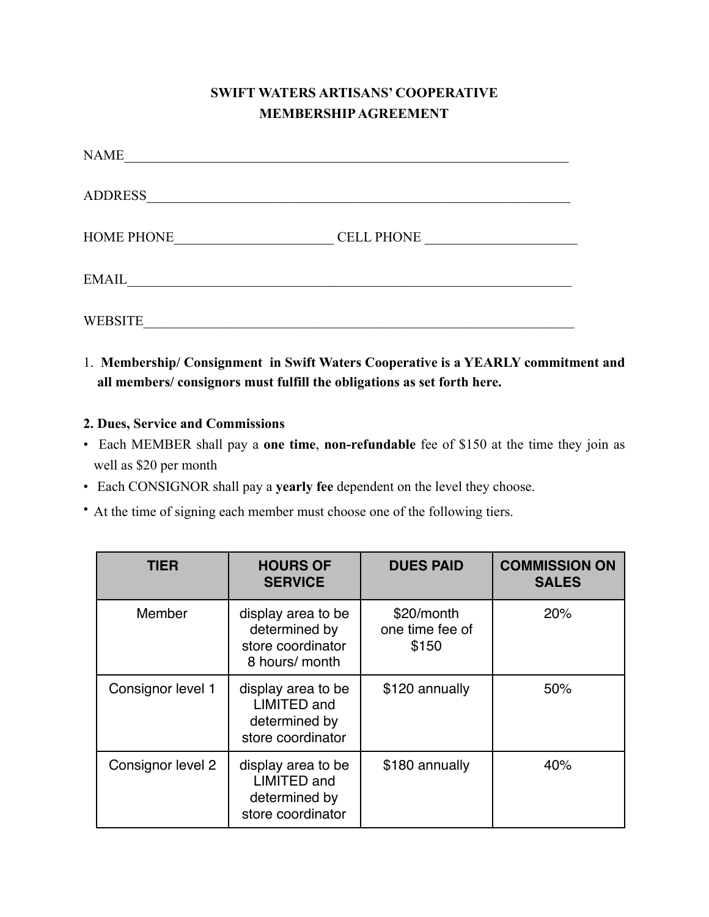**SWIFT WATERS ARTISANS' COOPERATIVE**
**MEMBERSHIP AGREEMENT**

NAME_______________________________________________________________

ADDRESS_____________________________________________________________

HOME PHONE______________________ CELL PHONE ____________________

EMAIL_______________________________________________________________

WEBSITE_____________________________________________________________

1. **Membership/ Consignment in Swift Waters Cooperative is a YEARLY commitment and all members/ consignors must fulfill the obligations as set forth here.**

**2. Dues, Service and Commissions**

- Each MEMBER shall pay a **one time**, **non-refundable** fee of $150 at the time they join as well as $20 per month
- Each CONSIGNOR shall pay a **yearly fee** dependent on the level they choose.
- At the time of signing each member must choose one of the following tiers.

| TIER | HOURS OF SERVICE | DUES PAID | COMMISSION ON SALES |
|---|---|---|---|
| Member | display area to be determined by store coordinator 8 hours/ month | $20/month one time fee of $150 | 20% |
| Consignor level 1 | display area to be LIMITED and determined by store coordinator | $120 annually | 50% |
| Consignor level 2 | display area to be LIMITED and determined by store coordinator | $180 annually | 40% |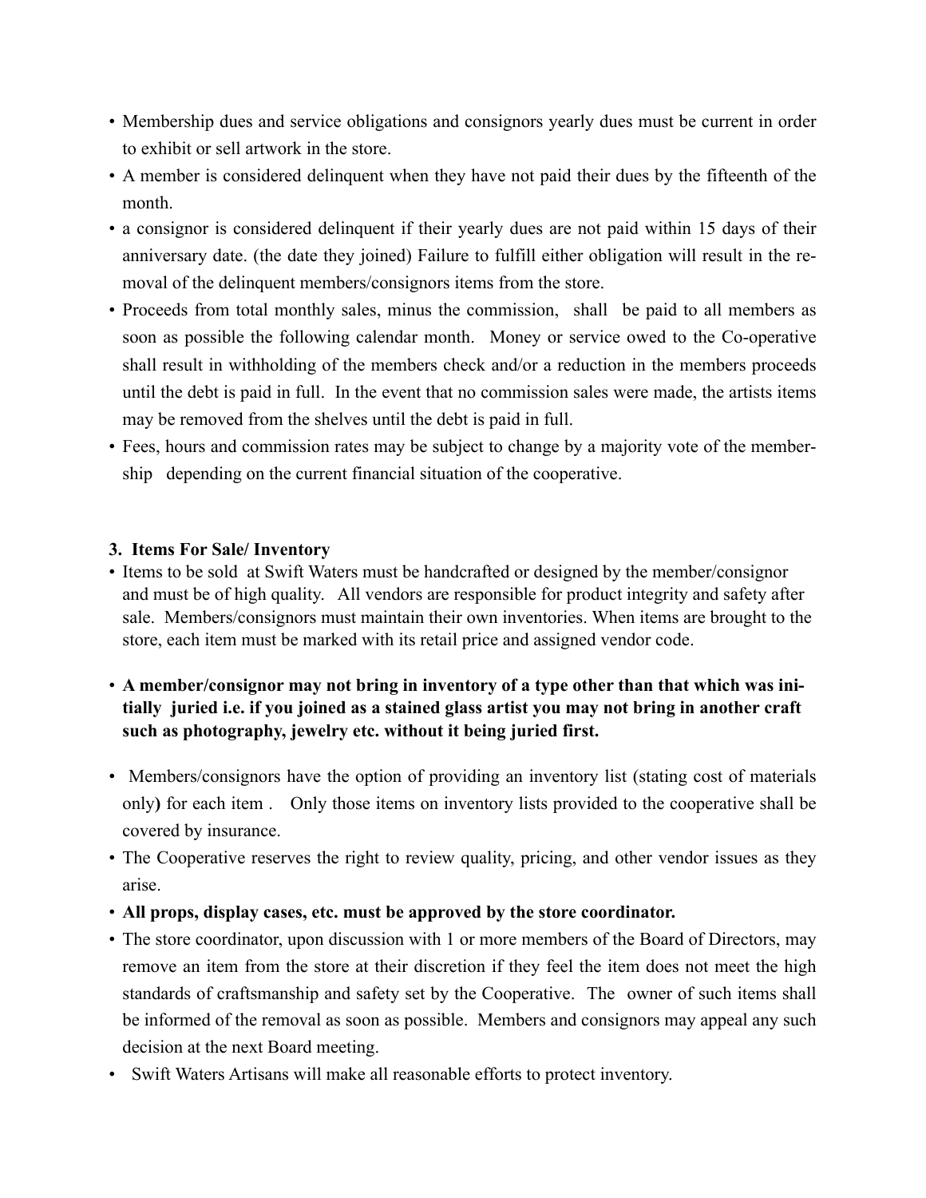- Membership dues and service obligations and consignors yearly dues must be current in order to exhibit or sell artwork in the store.
- A member is considered delinquent when they have not paid their dues by the fifteenth of the month.
- a consignor is considered delinquent if their yearly dues are not paid within 15 days of their anniversary date. (the date they joined) Failure to fulfill either obligation will result in the removal of the delinquent members/consignors items from the store.
- Proceeds from total monthly sales, minus the commission, shall be paid to all members as soon as possible the following calendar month. Money or service owed to the Co-operative shall result in withholding of the members check and/or a reduction in the members proceeds until the debt is paid in full. In the event that no commission sales were made, the artists items may be removed from the shelves until the debt is paid in full.
- Fees, hours and commission rates may be subject to change by a majority vote of the membership depending on the current financial situation of the cooperative.

### 3. Items For Sale/ Inventory

- Items to be sold at Swift Waters must be handcrafted or designed by the member/consignor and must be of high quality. All vendors are responsible for product integrity and safety after sale. Members/consignors must maintain their own inventories. When items are brought to the store, each item must be marked with its retail price and assigned vendor code.
- **A member/consignor may not bring in inventory of a type other than that which was initially juried i.e. if you joined as a stained glass artist you may not bring in another craft such as photography, jewelry etc. without it being juried first.**
- Members/consignors have the option of providing an inventory list (stating cost of materials only) for each item . Only those items on inventory lists provided to the cooperative shall be covered by insurance.
- The Cooperative reserves the right to review quality, pricing, and other vendor issues as they arise.
- **All props, display cases, etc. must be approved by the store coordinator.**
- The store coordinator, upon discussion with 1 or more members of the Board of Directors, may remove an item from the store at their discretion if they feel the item does not meet the high standards of craftsmanship and safety set by the Cooperative. The owner of such items shall be informed of the removal as soon as possible. Members and consignors may appeal any such decision at the next Board meeting.
- Swift Waters Artisans will make all reasonable efforts to protect inventory.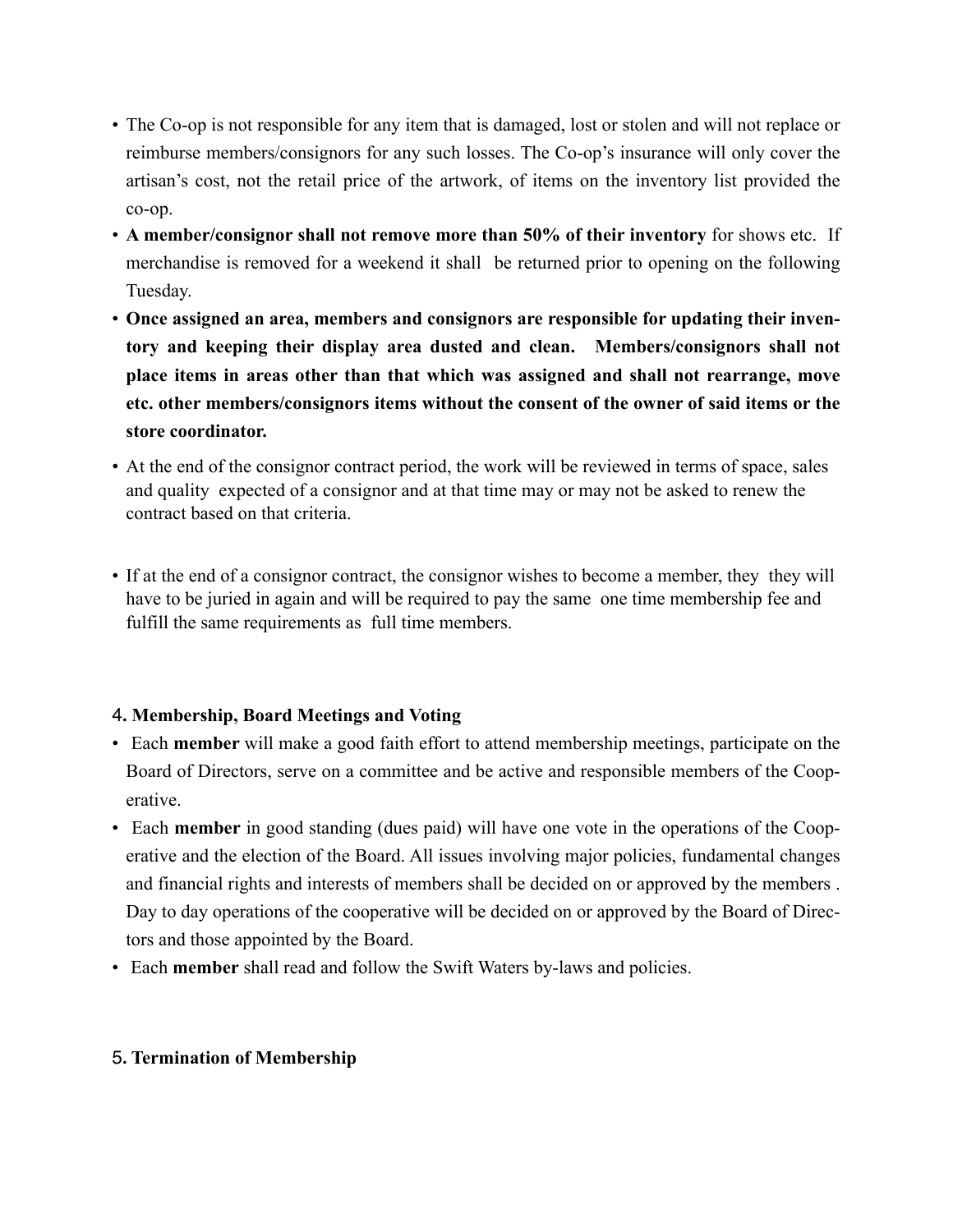- The Co-op is not responsible for any item that is damaged, lost or stolen and will not replace or reimburse members/consignors for any such losses. The Co-op's insurance will only cover the artisan's cost, not the retail price of the artwork, of items on the inventory list provided the co-op.
- **A member/consignor shall not remove more than 50% of their inventory** for shows etc. If merchandise is removed for a weekend it shall be returned prior to opening on the following Tuesday.
- **Once assigned an area, members and consignors are responsible for updating their inventory and keeping their display area dusted and clean. Members/consignors shall not place items in areas other than that which was assigned and shall not rearrange, move etc. other members/consignors items without the consent of the owner of said items or the store coordinator.**
- At the end of the consignor contract period, the work will be reviewed in terms of space, sales and quality expected of a consignor and at that time may or may not be asked to renew the contract based on that criteria.
- If at the end of a consignor contract, the consignor wishes to become a member, they they will have to be juried in again and will be required to pay the same one time membership fee and fulfill the same requirements as full time members.

### 4. Membership, Board Meetings and Voting

- Each **member** will make a good faith effort to attend membership meetings, participate on the Board of Directors, serve on a committee and be active and responsible members of the Cooperative.
- Each **member** in good standing (dues paid) will have one vote in the operations of the Cooperative and the election of the Board. All issues involving major policies, fundamental changes and financial rights and interests of members shall be decided on or approved by the members . Day to day operations of the cooperative will be decided on or approved by the Board of Directors and those appointed by the Board.
- Each **member** shall read and follow the Swift Waters by-laws and policies.

### 5. Termination of Membership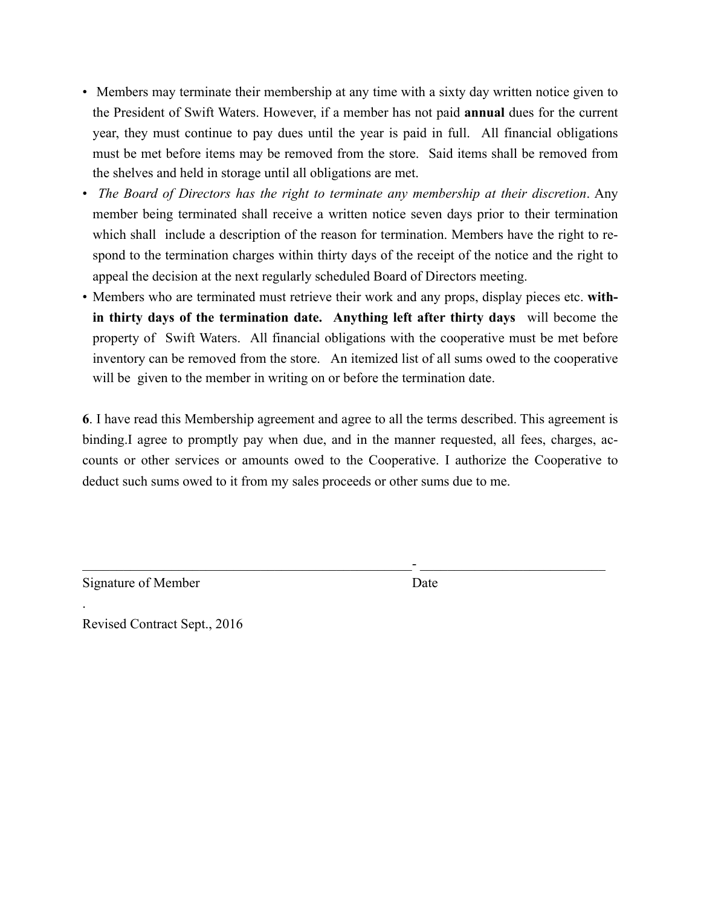- Members may terminate their membership at any time with a sixty day written notice given to the President of Swift Waters. However, if a member has not paid **annual** dues for the current year, they must continue to pay dues until the year is paid in full. All financial obligations must be met before items may be removed from the store. Said items shall be removed from the shelves and held in storage until all obligations are met.
- *The Board of Directors has the right to terminate any membership at their discretion*. Any member being terminated shall receive a written notice seven days prior to their termination which shall include a description of the reason for termination. Members have the right to respond to the termination charges within thirty days of the receipt of the notice and the right to appeal the decision at the next regularly scheduled Board of Directors meeting.
- Members who are terminated must retrieve their work and any props, display pieces etc. **within thirty days of the termination date. Anything left after thirty days** will become the property of Swift Waters. All financial obligations with the cooperative must be met before inventory can be removed from the store. An itemized list of all sums owed to the cooperative will be given to the member in writing on or before the termination date.

**6**. I have read this Membership agreement and agree to all the terms described. This agreement is binding.I agree to promptly pay when due, and in the manner requested, all fees, charges, accounts or other services or amounts owed to the Cooperative. I authorize the Cooperative to deduct such sums owed to it from my sales proceeds or other sums due to me.

\_\_\_\_\_\_\_\_\_\_\_\_\_\_\_\_\_\_\_\_\_\_\_\_\_\_\_\_\_\_\_\_\_\_\_\_\_\_\_\_\_\_\_\_- \_\_\_\_\_\_\_\_\_\_\_\_\_\_\_\_\_\_\_\_\_\_\_\_\_\_\_

Signature of Member Date

.

Revised Contract Sept., 2016